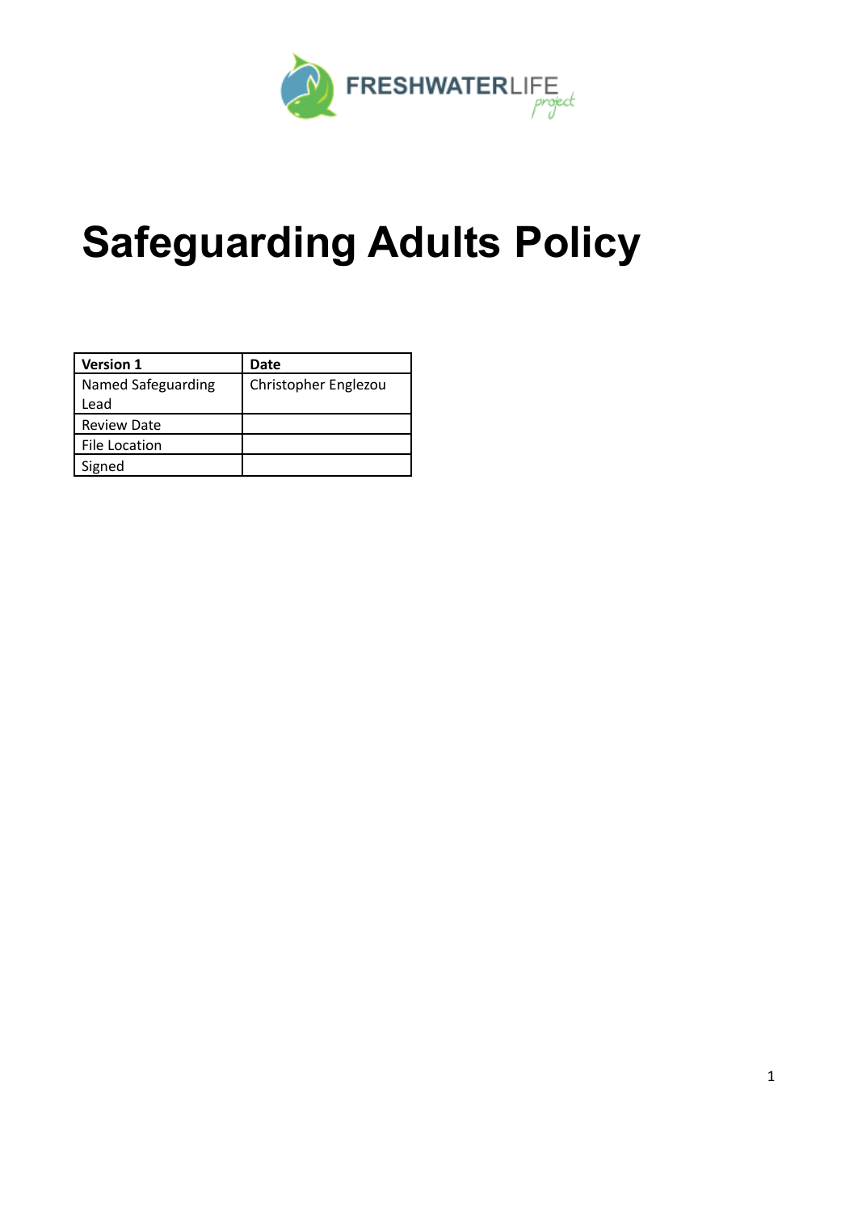FRESHWATERLIFE *project*

# Safeguarding Adults Policy

| Version 1 | Date |
| --- | --- |
| Named Safeguarding Lead | Christopher Englezou |
| Review Date | |
| File Location | |
| Signed | |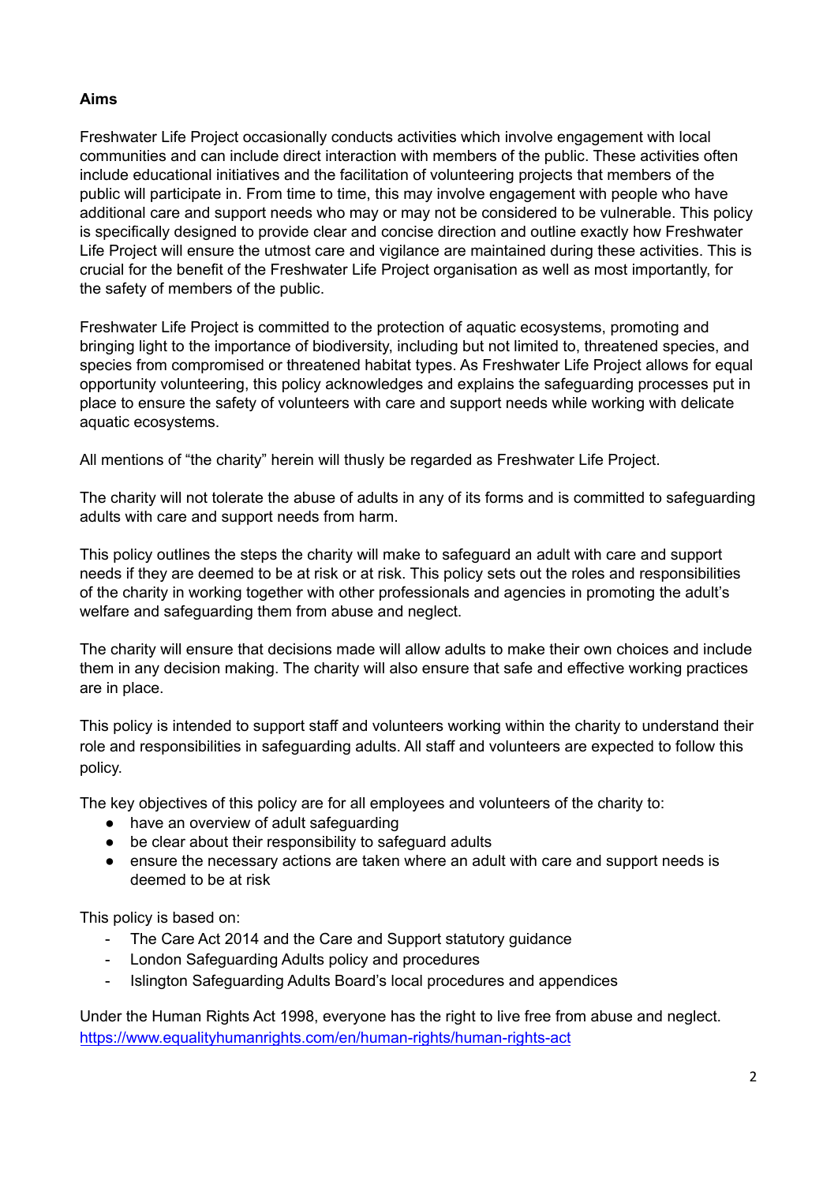**Aims**

Freshwater Life Project occasionally conducts activities which involve engagement with local communities and can include direct interaction with members of the public. These activities often include educational initiatives and the facilitation of volunteering projects that members of the public will participate in. From time to time, this may involve engagement with people who have additional care and support needs who may or may not be considered to be vulnerable. This policy is specifically designed to provide clear and concise direction and outline exactly how Freshwater Life Project will ensure the utmost care and vigilance are maintained during these activities. This is crucial for the benefit of the Freshwater Life Project organisation as well as most importantly, for the safety of members of the public.

Freshwater Life Project is committed to the protection of aquatic ecosystems, promoting and bringing light to the importance of biodiversity, including but not limited to, threatened species, and species from compromised or threatened habitat types. As Freshwater Life Project allows for equal opportunity volunteering, this policy acknowledges and explains the safeguarding processes put in place to ensure the safety of volunteers with care and support needs while working with delicate aquatic ecosystems.

All mentions of "the charity" herein will thusly be regarded as Freshwater Life Project.

The charity will not tolerate the abuse of adults in any of its forms and is committed to safeguarding adults with care and support needs from harm.

This policy outlines the steps the charity will make to safeguard an adult with care and support needs if they are deemed to be at risk or at risk. This policy sets out the roles and responsibilities of the charity in working together with other professionals and agencies in promoting the adult's welfare and safeguarding them from abuse and neglect.

The charity will ensure that decisions made will allow adults to make their own choices and include them in any decision making. The charity will also ensure that safe and effective working practices are in place.

This policy is intended to support staff and volunteers working within the charity to understand their role and responsibilities in safeguarding adults. All staff and volunteers are expected to follow this policy.

The key objectives of this policy are for all employees and volunteers of the charity to:

- have an overview of adult safeguarding
- be clear about their responsibility to safeguard adults
- ensure the necessary actions are taken where an adult with care and support needs is deemed to be at risk

This policy is based on:

- The Care Act 2014 and the Care and Support statutory guidance
- London Safeguarding Adults policy and procedures
- Islington Safeguarding Adults Board's local procedures and appendices

Under the Human Rights Act 1998, everyone has the right to live free from abuse and neglect.
https://www.equalityhumanrights.com/en/human-rights/human-rights-act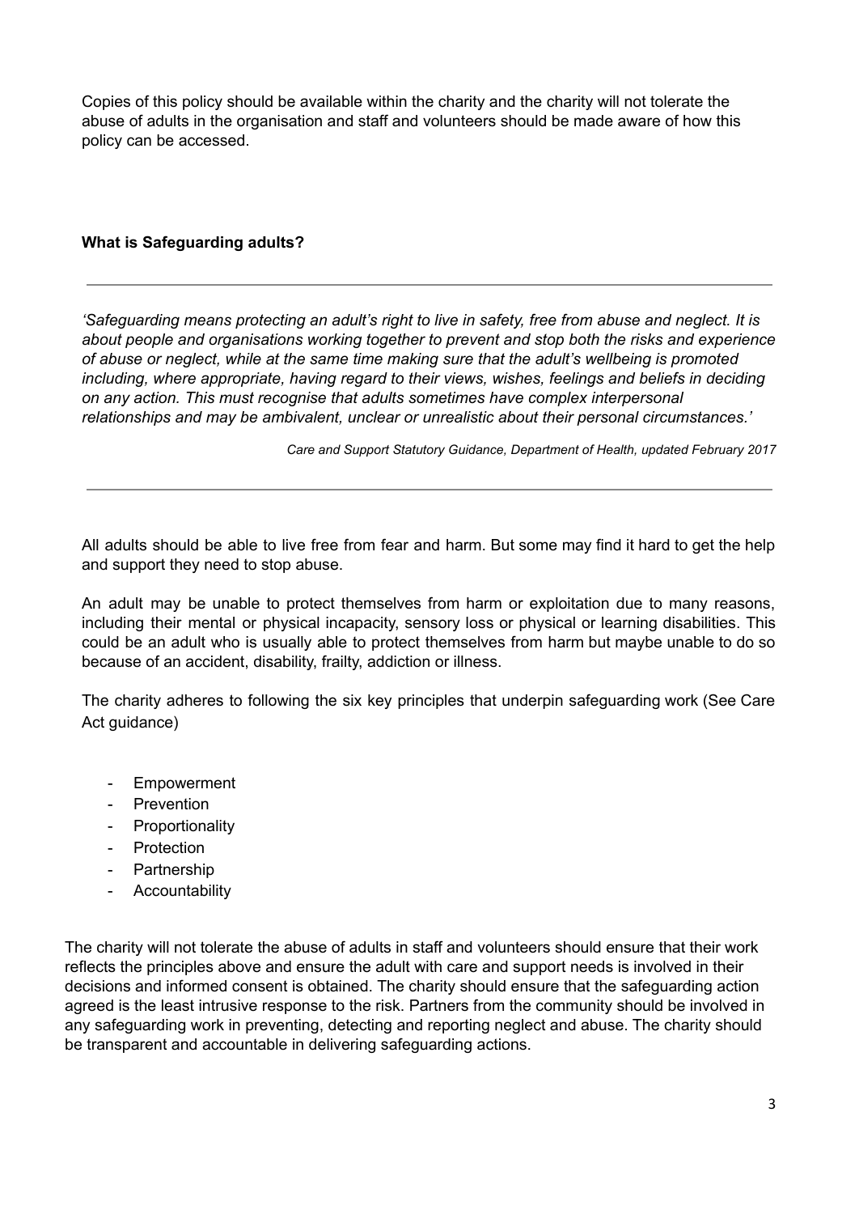Copies of this policy should be available within the charity and the charity will not tolerate the abuse of adults in the organisation and staff and volunteers should be made aware of how this policy can be accessed.

**What is Safeguarding adults?**

---

*'Safeguarding means protecting an adult's right to live in safety, free from abuse and neglect. It is about people and organisations working together to prevent and stop both the risks and experience of abuse or neglect, while at the same time making sure that the adult's wellbeing is promoted including, where appropriate, having regard to their views, wishes, feelings and beliefs in deciding on any action. This must recognise that adults sometimes have complex interpersonal relationships and may be ambivalent, unclear or unrealistic about their personal circumstances.'*

*Care and Support Statutory Guidance, Department of Health, updated February 2017*

---

All adults should be able to live free from fear and harm. But some may find it hard to get the help and support they need to stop abuse.

An adult may be unable to protect themselves from harm or exploitation due to many reasons, including their mental or physical incapacity, sensory loss or physical or learning disabilities. This could be an adult who is usually able to protect themselves from harm but maybe unable to do so because of an accident, disability, frailty, addiction or illness.

The charity adheres to following the six key principles that underpin safeguarding work (See Care Act guidance)

- Empowerment
- Prevention
- Proportionality
- Protection
- Partnership
- Accountability

The charity will not tolerate the abuse of adults in staff and volunteers should ensure that their work reflects the principles above and ensure the adult with care and support needs is involved in their decisions and informed consent is obtained. The charity should ensure that the safeguarding action agreed is the least intrusive response to the risk. Partners from the community should be involved in any safeguarding work in preventing, detecting and reporting neglect and abuse. The charity should be transparent and accountable in delivering safeguarding actions.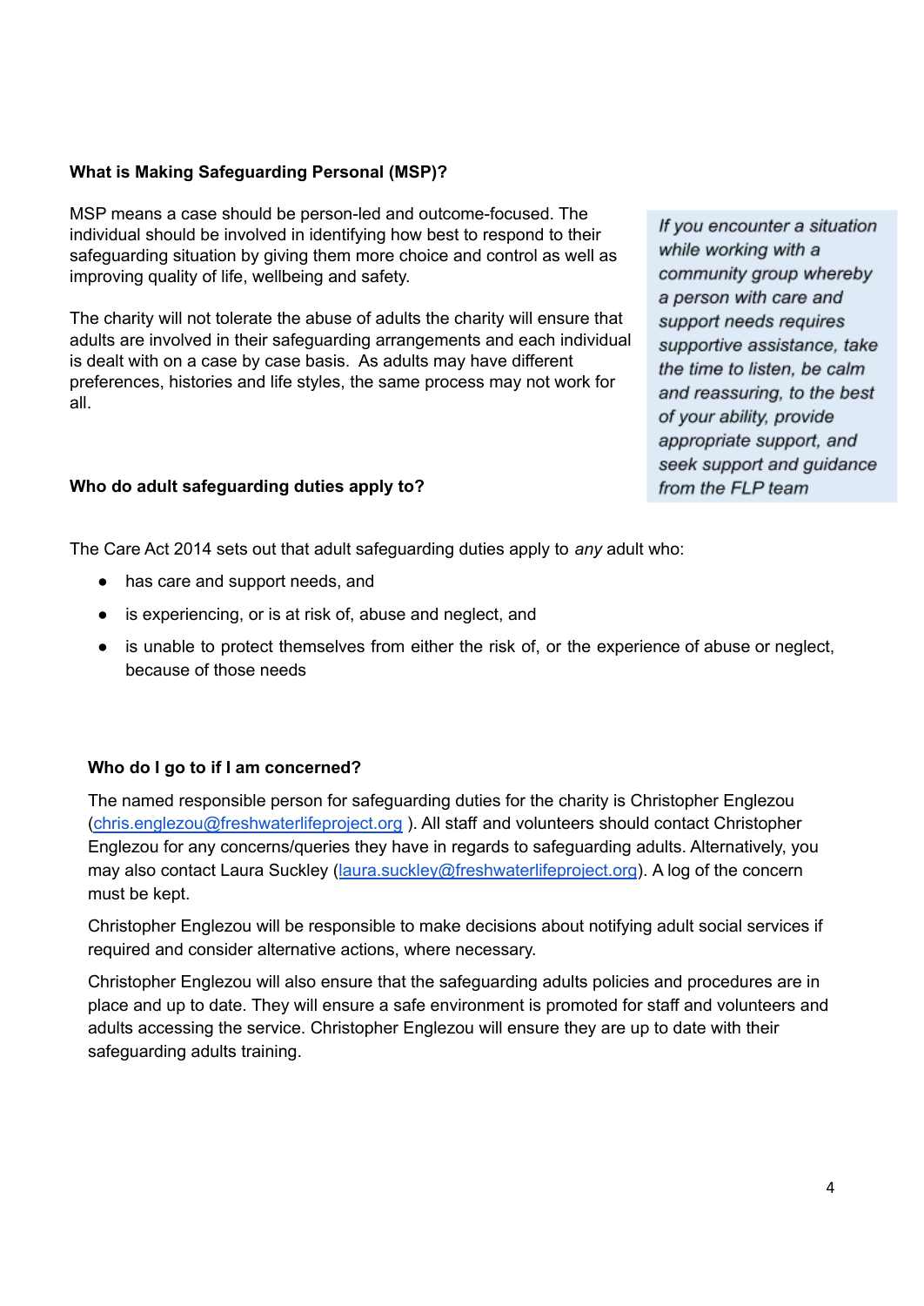**What is Making Safeguarding Personal (MSP)?**

MSP means a case should be person-led and outcome-focused. The individual should be involved in identifying how best to respond to their safeguarding situation by giving them more choice and control as well as improving quality of life, wellbeing and safety.

The charity will not tolerate the abuse of adults the charity will ensure that adults are involved in their safeguarding arrangements and each individual is dealt with on a case by case basis. As adults may have different preferences, histories and life styles, the same process may not work for all.

*If you encounter a situation while working with a community group whereby a person with care and support needs requires supportive assistance, take the time to listen, be calm and reassuring, to the best of your ability, provide appropriate support, and seek support and guidance from the FLP team*

**Who do adult safeguarding duties apply to?**

The Care Act 2014 sets out that adult safeguarding duties apply to *any* adult who:

- has care and support needs, and
- is experiencing, or is at risk of, abuse and neglect, and
- is unable to protect themselves from either the risk of, or the experience of abuse or neglect, because of those needs

**Who do I go to if I am concerned?**

The named responsible person for safeguarding duties for the charity is Christopher Englezou (chris.englezou@freshwaterlifeproject.org ). All staff and volunteers should contact Christopher Englezou for any concerns/queries they have in regards to safeguarding adults. Alternatively, you may also contact Laura Suckley (laura.suckley@freshwaterlifeproject.org). A log of the concern must be kept.

Christopher Englezou will be responsible to make decisions about notifying adult social services if required and consider alternative actions, where necessary.

Christopher Englezou will also ensure that the safeguarding adults policies and procedures are in place and up to date. They will ensure a safe environment is promoted for staff and volunteers and adults accessing the service. Christopher Englezou will ensure they are up to date with their safeguarding adults training.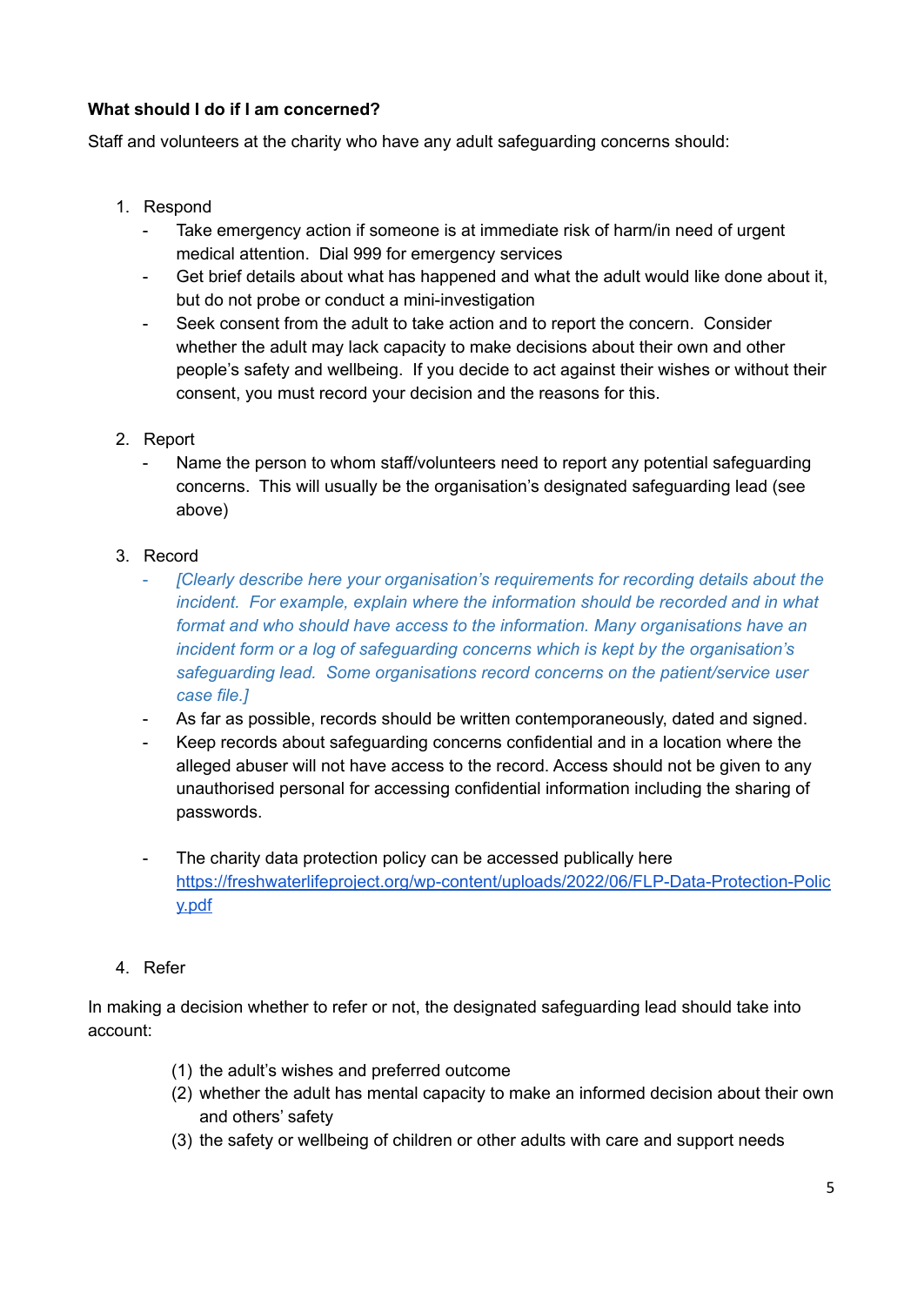**What should I do if I am concerned?**

Staff and volunteers at the charity who have any adult safeguarding concerns should:

1. Respond
   - Take emergency action if someone is at immediate risk of harm/in need of urgent medical attention. Dial 999 for emergency services
   - Get brief details about what has happened and what the adult would like done about it, but do not probe or conduct a mini-investigation
   - Seek consent from the adult to take action and to report the concern. Consider whether the adult may lack capacity to make decisions about their own and other people's safety and wellbeing. If you decide to act against their wishes or without their consent, you must record your decision and the reasons for this.

2. Report
   - Name the person to whom staff/volunteers need to report any potential safeguarding concerns. This will usually be the organisation's designated safeguarding lead (see above)

3. Record
   - *[Clearly describe here your organisation's requirements for recording details about the incident. For example, explain where the information should be recorded and in what format and who should have access to the information. Many organisations have an incident form or a log of safeguarding concerns which is kept by the organisation's safeguarding lead. Some organisations record concerns on the patient/service user case file.]*
   - As far as possible, records should be written contemporaneously, dated and signed.
   - Keep records about safeguarding concerns confidential and in a location where the alleged abuser will not have access to the record. Access should not be given to any unauthorised personal for accessing confidential information including the sharing of passwords.

   - The charity data protection policy can be accessed publically here https://freshwaterlifeproject.org/wp-content/uploads/2022/06/FLP-Data-Protection-Policy.pdf

4. Refer

In making a decision whether to refer or not, the designated safeguarding lead should take into account:

(1) the adult's wishes and preferred outcome
(2) whether the adult has mental capacity to make an informed decision about their own and others' safety
(3) the safety or wellbeing of children or other adults with care and support needs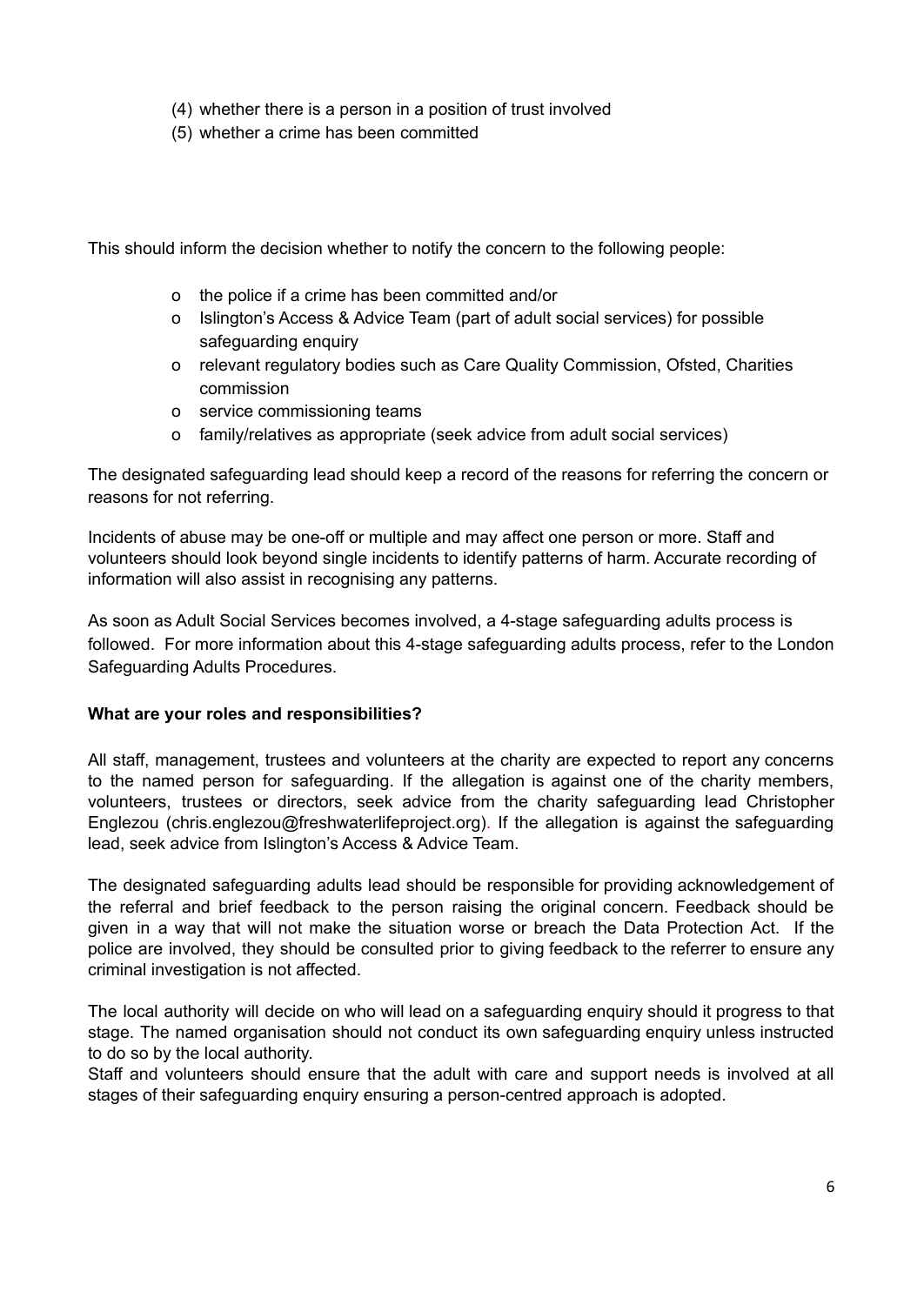(4) whether there is a person in a position of trust involved
(5) whether a crime has been committed

This should inform the decision whether to notify the concern to the following people:

- the police if a crime has been committed and/or
- Islington's Access & Advice Team (part of adult social services) for possible safeguarding enquiry
- relevant regulatory bodies such as Care Quality Commission, Ofsted, Charities commission
- service commissioning teams
- family/relatives as appropriate (seek advice from adult social services)

The designated safeguarding lead should keep a record of the reasons for referring the concern or reasons for not referring.

Incidents of abuse may be one-off or multiple and may affect one person or more. Staff and volunteers should look beyond single incidents to identify patterns of harm. Accurate recording of information will also assist in recognising any patterns.

As soon as Adult Social Services becomes involved, a 4-stage safeguarding adults process is followed. For more information about this 4-stage safeguarding adults process, refer to the London Safeguarding Adults Procedures.

**What are your roles and responsibilities?**

All staff, management, trustees and volunteers at the charity are expected to report any concerns to the named person for safeguarding. If the allegation is against one of the charity members, volunteers, trustees or directors, seek advice from the charity safeguarding lead Christopher Englezou (chris.englezou@freshwaterlifeproject.org). If the allegation is against the safeguarding lead, seek advice from Islington's Access & Advice Team.

The designated safeguarding adults lead should be responsible for providing acknowledgement of the referral and brief feedback to the person raising the original concern. Feedback should be given in a way that will not make the situation worse or breach the Data Protection Act. If the police are involved, they should be consulted prior to giving feedback to the referrer to ensure any criminal investigation is not affected.

The local authority will decide on who will lead on a safeguarding enquiry should it progress to that stage. The named organisation should not conduct its own safeguarding enquiry unless instructed to do so by the local authority.
Staff and volunteers should ensure that the adult with care and support needs is involved at all stages of their safeguarding enquiry ensuring a person-centred approach is adopted.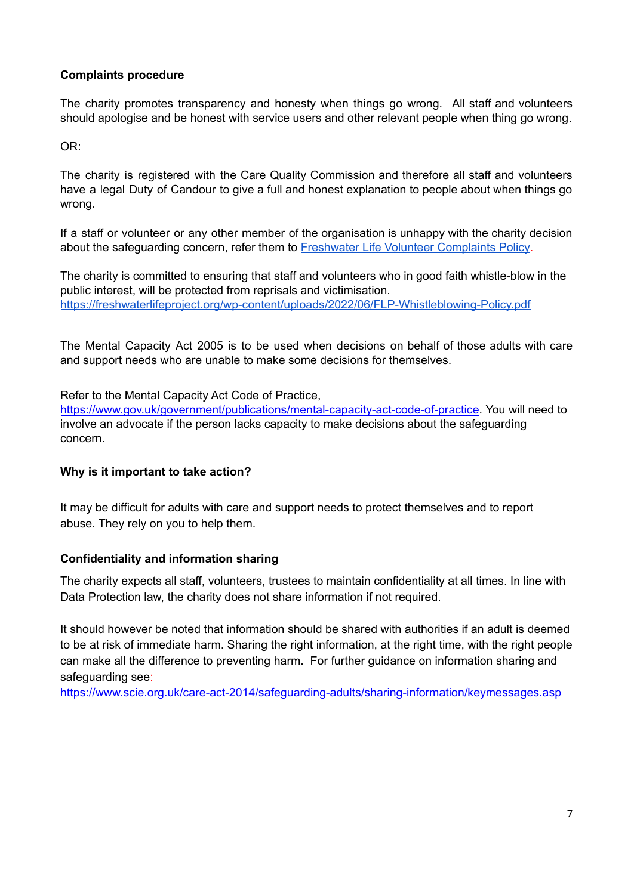**Complaints procedure**

The charity promotes transparency and honesty when things go wrong. All staff and volunteers should apologise and be honest with service users and other relevant people when thing go wrong.

OR:

The charity is registered with the Care Quality Commission and therefore all staff and volunteers have a legal Duty of Candour to give a full and honest explanation to people about when things go wrong.

If a staff or volunteer or any other member of the organisation is unhappy with the charity decision about the safeguarding concern, refer them to Freshwater Life Volunteer Complaints Policy.

The charity is committed to ensuring that staff and volunteers who in good faith whistle-blow in the public interest, will be protected from reprisals and victimisation.
https://freshwaterlifeproject.org/wp-content/uploads/2022/06/FLP-Whistleblowing-Policy.pdf

The Mental Capacity Act 2005 is to be used when decisions on behalf of those adults with care and support needs who are unable to make some decisions for themselves.

Refer to the Mental Capacity Act Code of Practice,
https://www.gov.uk/government/publications/mental-capacity-act-code-of-practice. You will need to involve an advocate if the person lacks capacity to make decisions about the safeguarding concern.

**Why is it important to take action?**

It may be difficult for adults with care and support needs to protect themselves and to report abuse. They rely on you to help them.

**Confidentiality and information sharing**

The charity expects all staff, volunteers, trustees to maintain confidentiality at all times. In line with Data Protection law, the charity does not share information if not required.

It should however be noted that information should be shared with authorities if an adult is deemed to be at risk of immediate harm. Sharing the right information, at the right time, with the right people can make all the difference to preventing harm. For further guidance on information sharing and safeguarding see:
https://www.scie.org.uk/care-act-2014/safeguarding-adults/sharing-information/keymessages.asp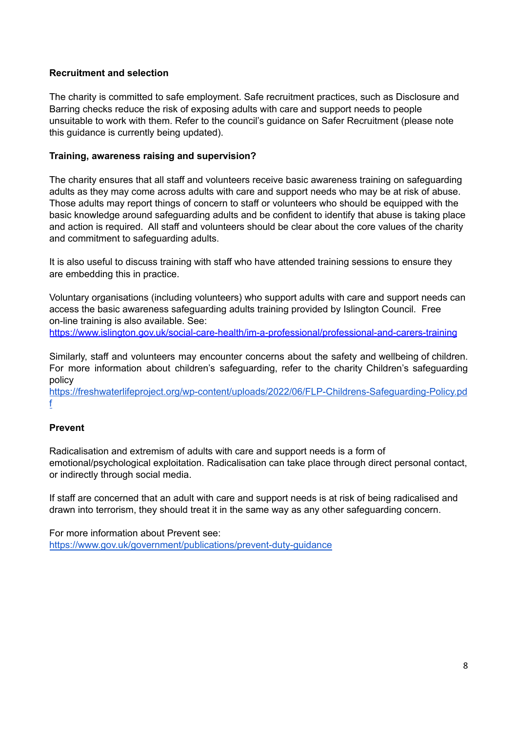**Recruitment and selection**

The charity is committed to safe employment. Safe recruitment practices, such as Disclosure and Barring checks reduce the risk of exposing adults with care and support needs to people unsuitable to work with them. Refer to the council's guidance on Safer Recruitment (please note this guidance is currently being updated).

**Training, awareness raising and supervision?**

The charity ensures that all staff and volunteers receive basic awareness training on safeguarding adults as they may come across adults with care and support needs who may be at risk of abuse. Those adults may report things of concern to staff or volunteers who should be equipped with the basic knowledge around safeguarding adults and be confident to identify that abuse is taking place and action is required. All staff and volunteers should be clear about the core values of the charity and commitment to safeguarding adults.

It is also useful to discuss training with staff who have attended training sessions to ensure they are embedding this in practice.

Voluntary organisations (including volunteers) who support adults with care and support needs can access the basic awareness safeguarding adults training provided by Islington Council. Free on-line training is also available. See:
https://www.islington.gov.uk/social-care-health/im-a-professional/professional-and-carers-training

Similarly, staff and volunteers may encounter concerns about the safety and wellbeing of children. For more information about children's safeguarding, refer to the charity Children's safeguarding policy
https://freshwaterlifeproject.org/wp-content/uploads/2022/06/FLP-Childrens-Safeguarding-Policy.pdf

**Prevent**

Radicalisation and extremism of adults with care and support needs is a form of emotional/psychological exploitation. Radicalisation can take place through direct personal contact, or indirectly through social media.

If staff are concerned that an adult with care and support needs is at risk of being radicalised and drawn into terrorism, they should treat it in the same way as any other safeguarding concern.

For more information about Prevent see:
https://www.gov.uk/government/publications/prevent-duty-guidance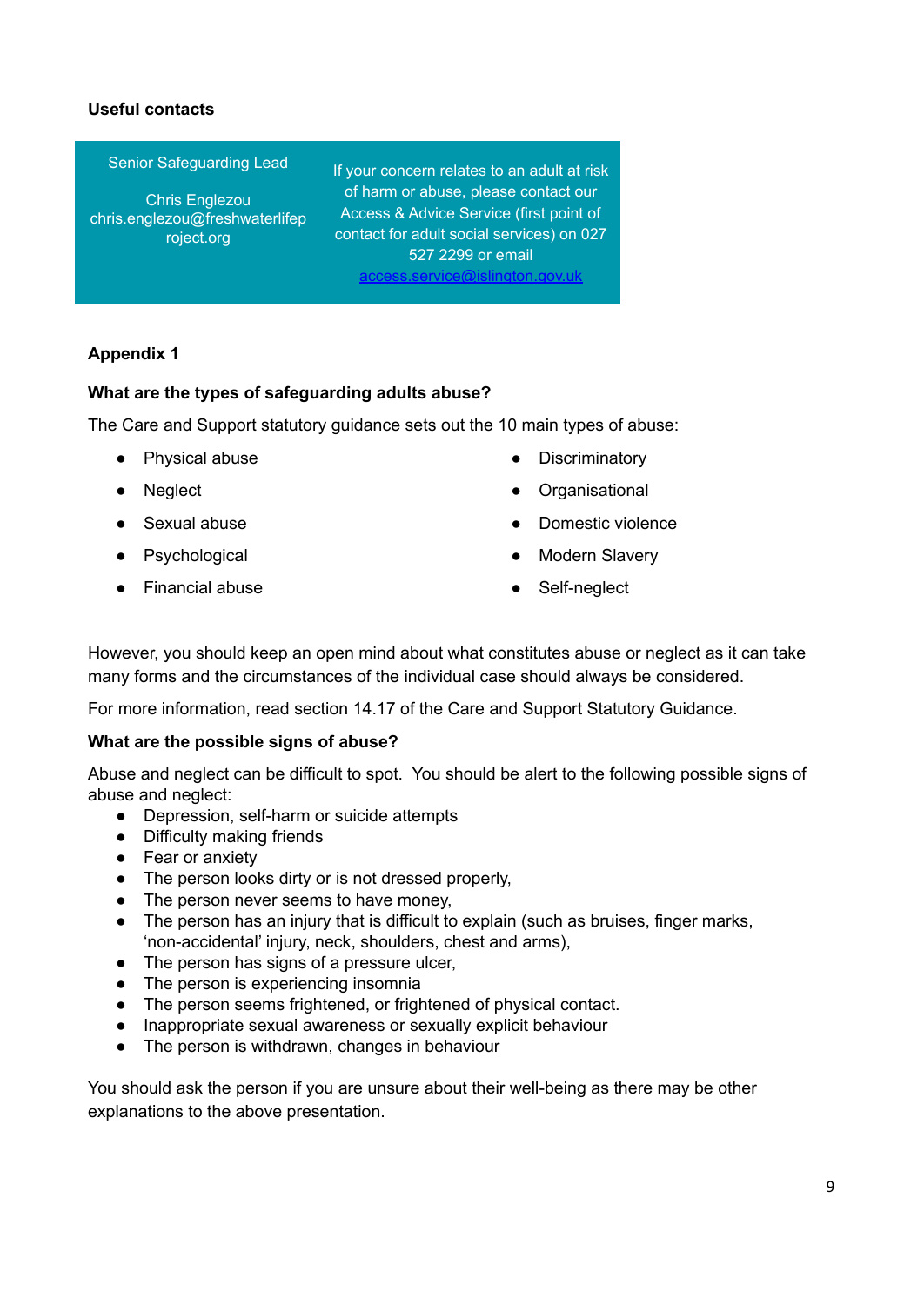**Useful contacts**

| Senior Safeguarding Lead<br><br>Chris Englezou<br>chris.englezou@freshwaterlifeproject.org | If your concern relates to an adult at risk of harm or abuse, please contact our Access & Advice Service (first point of contact for adult social services) on 027 527 2299 or email [access.service@islington.gov.uk](mailto:access.service@islington.gov.uk) |
|---|---|

## Appendix 1

### What are the types of safeguarding adults abuse?

The Care and Support statutory guidance sets out the 10 main types of abuse:

- Physical abuse
- Neglect
- Sexual abuse
- Psychological
- Financial abuse
- Discriminatory
- Organisational
- Domestic violence
- Modern Slavery
- Self-neglect

However, you should keep an open mind about what constitutes abuse or neglect as it can take many forms and the circumstances of the individual case should always be considered.

For more information, read section 14.17 of the Care and Support Statutory Guidance.

### What are the possible signs of abuse?

Abuse and neglect can be difficult to spot. You should be alert to the following possible signs of abuse and neglect:

- Depression, self-harm or suicide attempts
- Difficulty making friends
- Fear or anxiety
- The person looks dirty or is not dressed properly,
- The person never seems to have money,
- The person has an injury that is difficult to explain (such as bruises, finger marks, 'non-accidental' injury, neck, shoulders, chest and arms),
- The person has signs of a pressure ulcer,
- The person is experiencing insomnia
- The person seems frightened, or frightened of physical contact.
- Inappropriate sexual awareness or sexually explicit behaviour
- The person is withdrawn, changes in behaviour

You should ask the person if you are unsure about their well-being as there may be other explanations to the above presentation.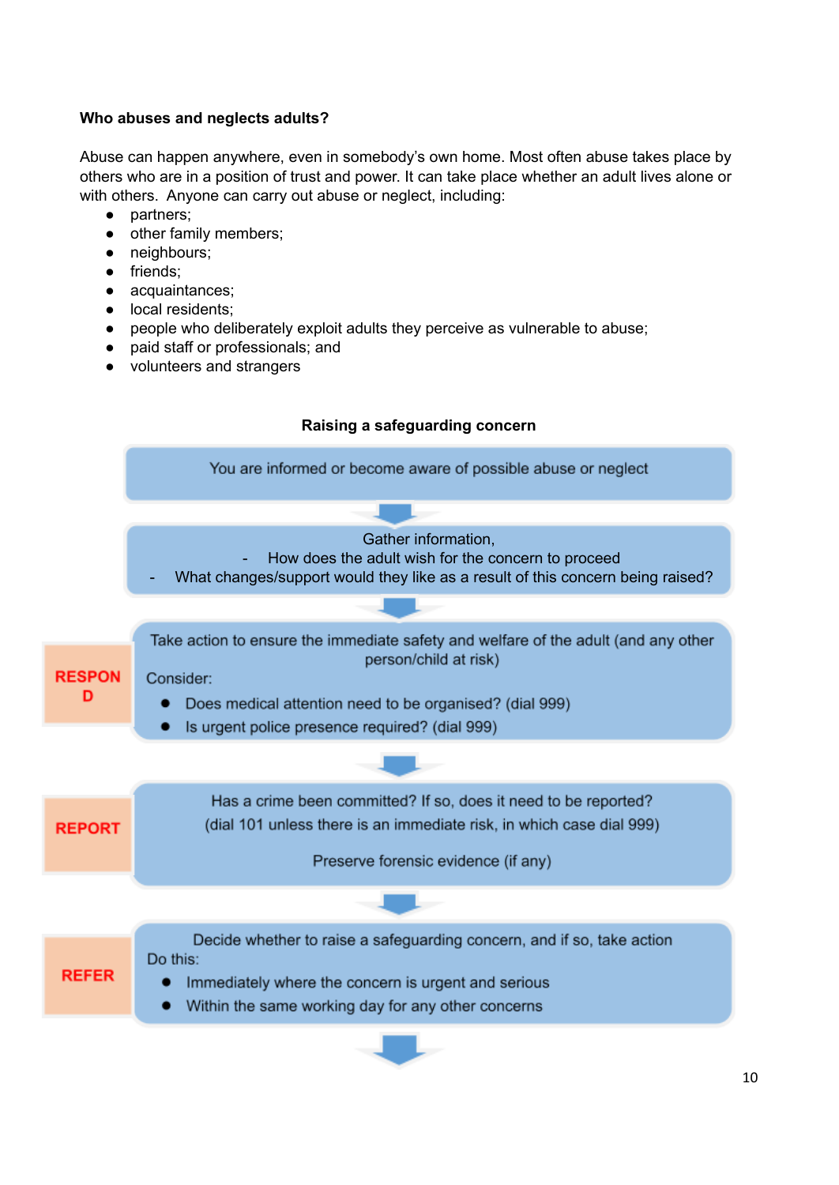**Who abuses and neglects adults?**

Abuse can happen anywhere, even in somebody's own home. Most often abuse takes place by others who are in a position of trust and power. It can take place whether an adult lives alone or with others. Anyone can carry out abuse or neglect, including:

- partners;
- other family members;
- neighbours;
- friends;
- acquaintances;
- local residents;
- people who deliberately exploit adults they perceive as vulnerable to abuse;
- paid staff or professionals; and
- volunteers and strangers

**Raising a safeguarding concern**

You are informed or become aware of possible abuse or neglect

↓

Gather information,
- How does the adult wish for the concern to proceed
- What changes/support would they like as a result of this concern being raised?

↓

**RESPOND**

Take action to ensure the immediate safety and welfare of the adult (and any other person/child at risk)

Consider:
- Does medical attention need to be organised? (dial 999)
- Is urgent police presence required? (dial 999)

↓

**REPORT**

Has a crime been committed? If so, does it need to be reported? (dial 101 unless there is an immediate risk, in which case dial 999)

Preserve forensic evidence (if any)

↓

**REFER**

Decide whether to raise a safeguarding concern, and if so, take action

Do this:
- Immediately where the concern is urgent and serious
- Within the same working day for any other concerns

↓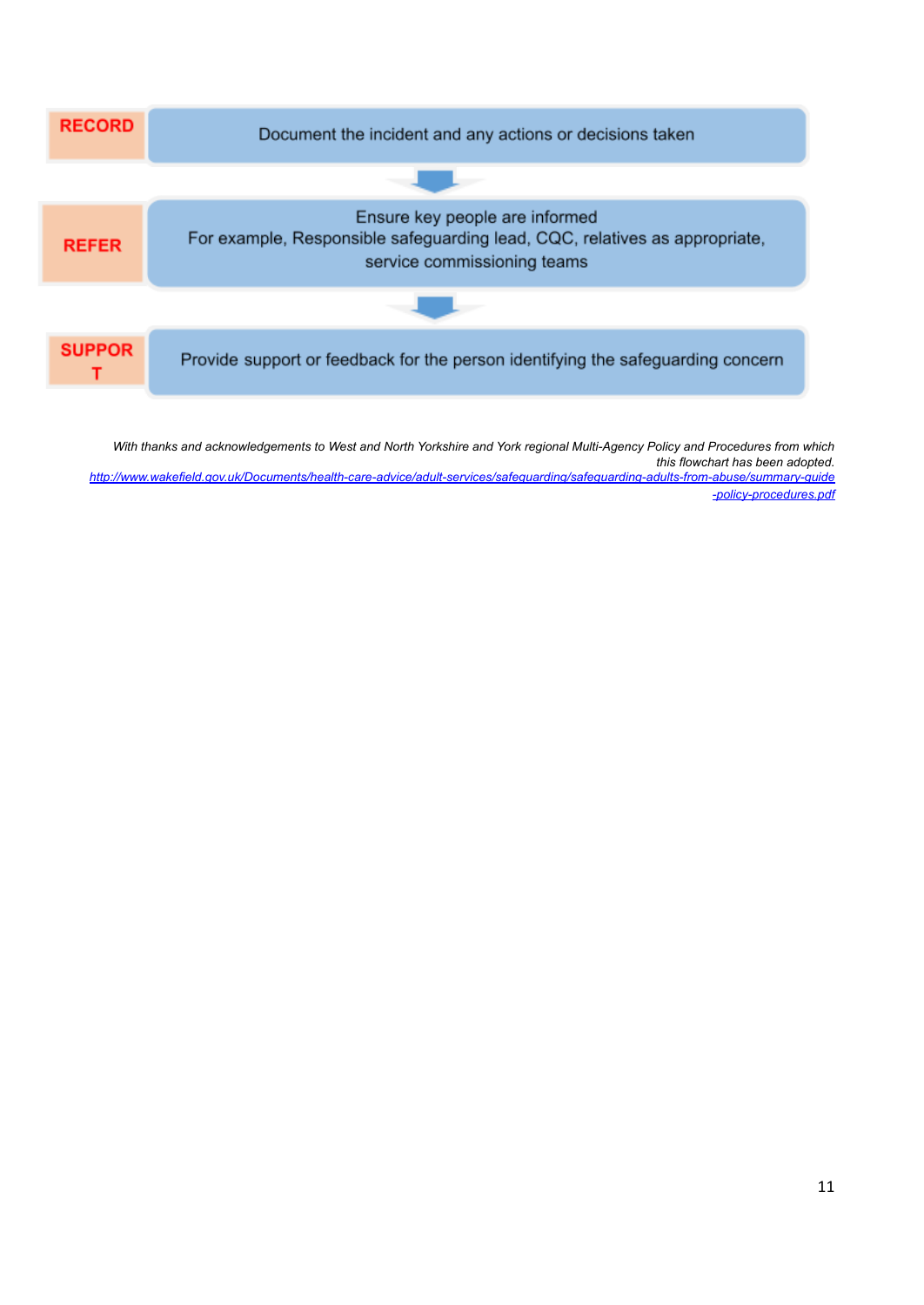**RECORD**

Document the incident and any actions or decisions taken

**REFER**

Ensure key people are informed
For example, Responsible safeguarding lead, CQC, relatives as appropriate, service commissioning teams

**SUPPORT**

Provide support or feedback for the person identifying the safeguarding concern

*With thanks and acknowledgements to West and North Yorkshire and York regional Multi-Agency Policy and Procedures from which this flowchart has been adopted.*
*http://www.wakefield.gov.uk/Documents/health-care-advice/adult-services/safeguarding/safeguarding-adults-from-abuse/summary-guide-policy-procedures.pdf*